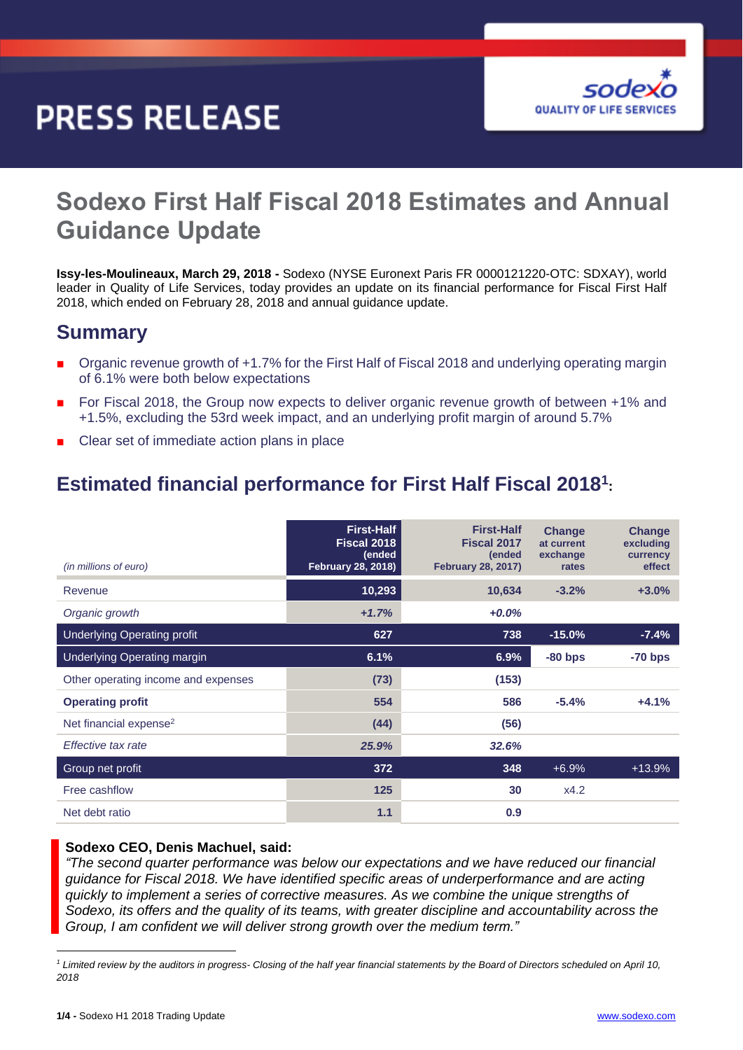# PRESS RELEASE

sodexo
QUALITY OF LIFE SERVICES

## Sodexo First Half Fiscal 2018 Estimates and Annual Guidance Update

**Issy-les-Moulineaux, March 29, 2018 -** Sodexo (NYSE Euronext Paris FR 0000121220-OTC: SDXAY), world leader in Quality of Life Services, today provides an update on its financial performance for Fiscal First Half 2018, which ended on February 28, 2018 and annual guidance update.

## Summary

- Organic revenue growth of +1.7% for the First Half of Fiscal 2018 and underlying operating margin of 6.1% were both below expectations
- For Fiscal 2018, the Group now expects to deliver organic revenue growth of between +1% and +1.5%, excluding the 53rd week impact, and an underlying profit margin of around 5.7%
- Clear set of immediate action plans in place

## Estimated financial performance for First Half Fiscal 2018[1]:

| *(in millions of euro)* | First-Half Fiscal 2018 (ended February 28, 2018) | First-Half Fiscal 2017 (ended February 28, 2017) | Change at current exchange rates | Change excluding currency effect |
|---|---|---|---|---|
| Revenue | 10,293 | 10,634 | -3.2% | +3.0% |
| *Organic growth* | *+1.7%* | *+0.0%* | | |
| Underlying Operating profit | 627 | 738 | -15.0% | -7.4% |
| Underlying Operating margin | 6.1% | 6.9% | -80 bps | -70 bps |
| Other operating income and expenses | (73) | (153) | | |
| **Operating profit** | 554 | 586 | -5.4% | +4.1% |
| Net financial expense[2] | (44) | (56) | | |
| *Effective tax rate* | *25.9%* | *32.6%* | | |
| Group net profit | 372 | 348 | +6.9% | +13.9% |
| Free cashflow | 125 | 30 | x4.2 | |
| Net debt ratio | 1.1 | 0.9 | | |

**Sodexo CEO, Denis Machuel, said:**
*"The second quarter performance was below our expectations and we have reduced our financial guidance for Fiscal 2018. We have identified specific areas of underperformance and are acting quickly to implement a series of corrective measures. As we combine the unique strengths of Sodexo, its offers and the quality of its teams, with greater discipline and accountability across the Group, I am confident we will deliver strong growth over the medium term."*

---

[1] *Limited review by the auditors in progress- Closing of the half year financial statements by the Board of Directors scheduled on April 10, 2018*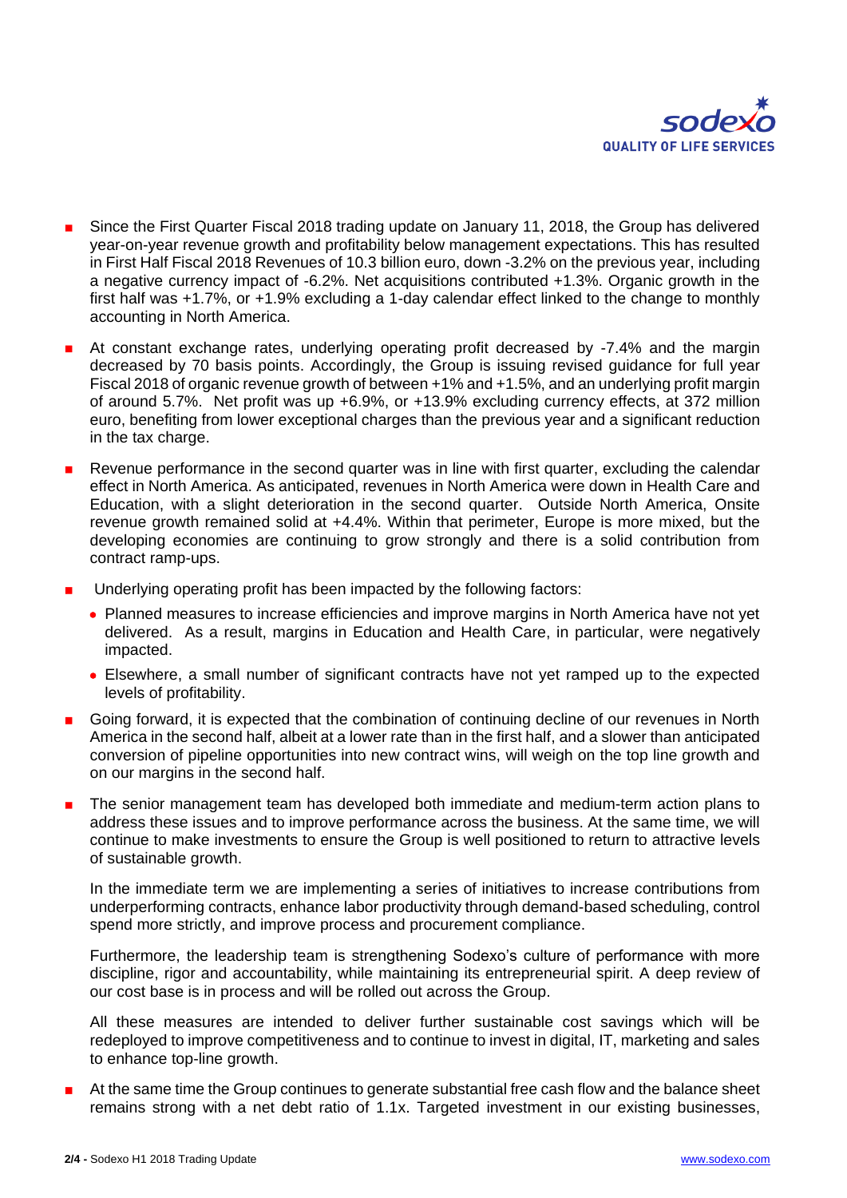- Since the First Quarter Fiscal 2018 trading update on January 11, 2018, the Group has delivered year-on-year revenue growth and profitability below management expectations. This has resulted in First Half Fiscal 2018 Revenues of 10.3 billion euro, down -3.2% on the previous year, including a negative currency impact of -6.2%. Net acquisitions contributed +1.3%. Organic growth in the first half was +1.7%, or +1.9% excluding a 1-day calendar effect linked to the change to monthly accounting in North America.

- At constant exchange rates, underlying operating profit decreased by -7.4% and the margin decreased by 70 basis points. Accordingly, the Group is issuing revised guidance for full year Fiscal 2018 of organic revenue growth of between +1% and +1.5%, and an underlying profit margin of around 5.7%. Net profit was up +6.9%, or +13.9% excluding currency effects, at 372 million euro, benefiting from lower exceptional charges than the previous year and a significant reduction in the tax charge.

- Revenue performance in the second quarter was in line with first quarter, excluding the calendar effect in North America. As anticipated, revenues in North America were down in Health Care and Education, with a slight deterioration in the second quarter. Outside North America, Onsite revenue growth remained solid at +4.4%. Within that perimeter, Europe is more mixed, but the developing economies are continuing to grow strongly and there is a solid contribution from contract ramp-ups.

- Underlying operating profit has been impacted by the following factors:
  - Planned measures to increase efficiencies and improve margins in North America have not yet delivered. As a result, margins in Education and Health Care, in particular, were negatively impacted.
  - Elsewhere, a small number of significant contracts have not yet ramped up to the expected levels of profitability.

- Going forward, it is expected that the combination of continuing decline of our revenues in North America in the second half, albeit at a lower rate than in the first half, and a slower than anticipated conversion of pipeline opportunities into new contract wins, will weigh on the top line growth and on our margins in the second half.

- The senior management team has developed both immediate and medium-term action plans to address these issues and to improve performance across the business. At the same time, we will continue to make investments to ensure the Group is well positioned to return to attractive levels of sustainable growth.

  In the immediate term we are implementing a series of initiatives to increase contributions from underperforming contracts, enhance labor productivity through demand-based scheduling, control spend more strictly, and improve process and procurement compliance.

  Furthermore, the leadership team is strengthening Sodexo's culture of performance with more discipline, rigor and accountability, while maintaining its entrepreneurial spirit. A deep review of our cost base is in process and will be rolled out across the Group.

  All these measures are intended to deliver further sustainable cost savings which will be redeployed to improve competitiveness and to continue to invest in digital, IT, marketing and sales to enhance top-line growth.

- At the same time the Group continues to generate substantial free cash flow and the balance sheet remains strong with a net debt ratio of 1.1x. Targeted investment in our existing businesses,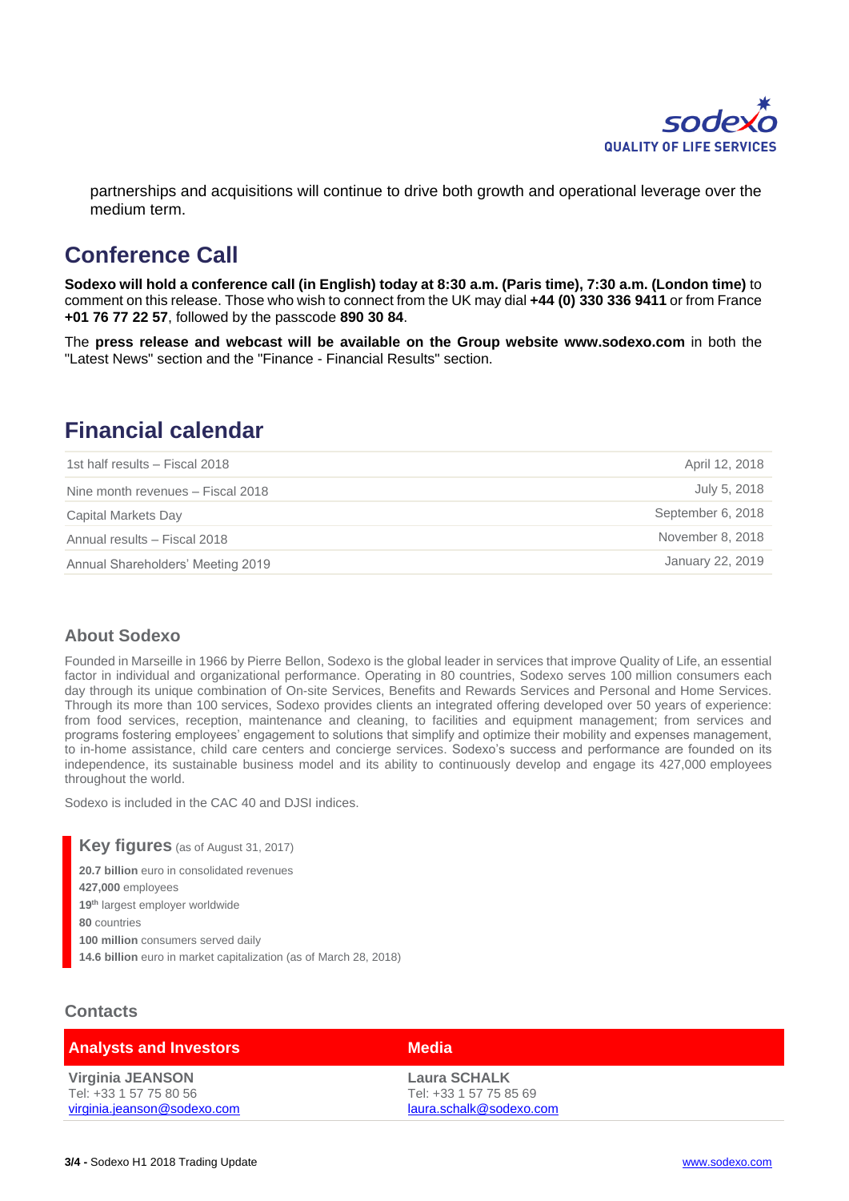partnerships and acquisitions will continue to drive both growth and operational leverage over the medium term.

## Conference Call

**Sodexo will hold a conference call (in English) today at 8:30 a.m. (Paris time), 7:30 a.m. (London time)** to comment on this release. Those who wish to connect from the UK may dial **+44 (0) 330 336 9411** or from France **+01 76 77 22 57**, followed by the passcode **890 30 84**.

The **press release and webcast will be available on the Group website www.sodexo.com** in both the "Latest News" section and the "Finance - Financial Results" section.

## Financial calendar

| | |
|---|---|
| 1st half results – Fiscal 2018 | April 12, 2018 |
| Nine month revenues – Fiscal 2018 | July 5, 2018 |
| Capital Markets Day | September 6, 2018 |
| Annual results – Fiscal 2018 | November 8, 2018 |
| Annual Shareholders' Meeting 2019 | January 22, 2019 |

### About Sodexo

Founded in Marseille in 1966 by Pierre Bellon, Sodexo is the global leader in services that improve Quality of Life, an essential factor in individual and organizational performance. Operating in 80 countries, Sodexo serves 100 million consumers each day through its unique combination of On-site Services, Benefits and Rewards Services and Personal and Home Services. Through its more than 100 services, Sodexo provides clients an integrated offering developed over 50 years of experience: from food services, reception, maintenance and cleaning, to facilities and equipment management; from services and programs fostering employees' engagement to solutions that simplify and optimize their mobility and expenses management, to in-home assistance, child care centers and concierge services. Sodexo's success and performance are founded on its independence, its sustainable business model and its ability to continuously develop and engage its 427,000 employees throughout the world.

Sodexo is included in the CAC 40 and DJSI indices.

### Key figures (as of August 31, 2017)

**20.7 billion** euro in consolidated revenues
**427,000** employees
**19th** largest employer worldwide
**80** countries
**100 million** consumers served daily
**14.6 billion** euro in market capitalization (as of March 28, 2018)

### Contacts

| Analysts and Investors | Media |
|---|---|
| **Virginia JEANSON**<br>Tel: +33 1 57 75 80 56<br>virginia.jeanson@sodexo.com | **Laura SCHALK**<br>Tel: +33 1 57 75 85 69<br>laura.schalk@sodexo.com |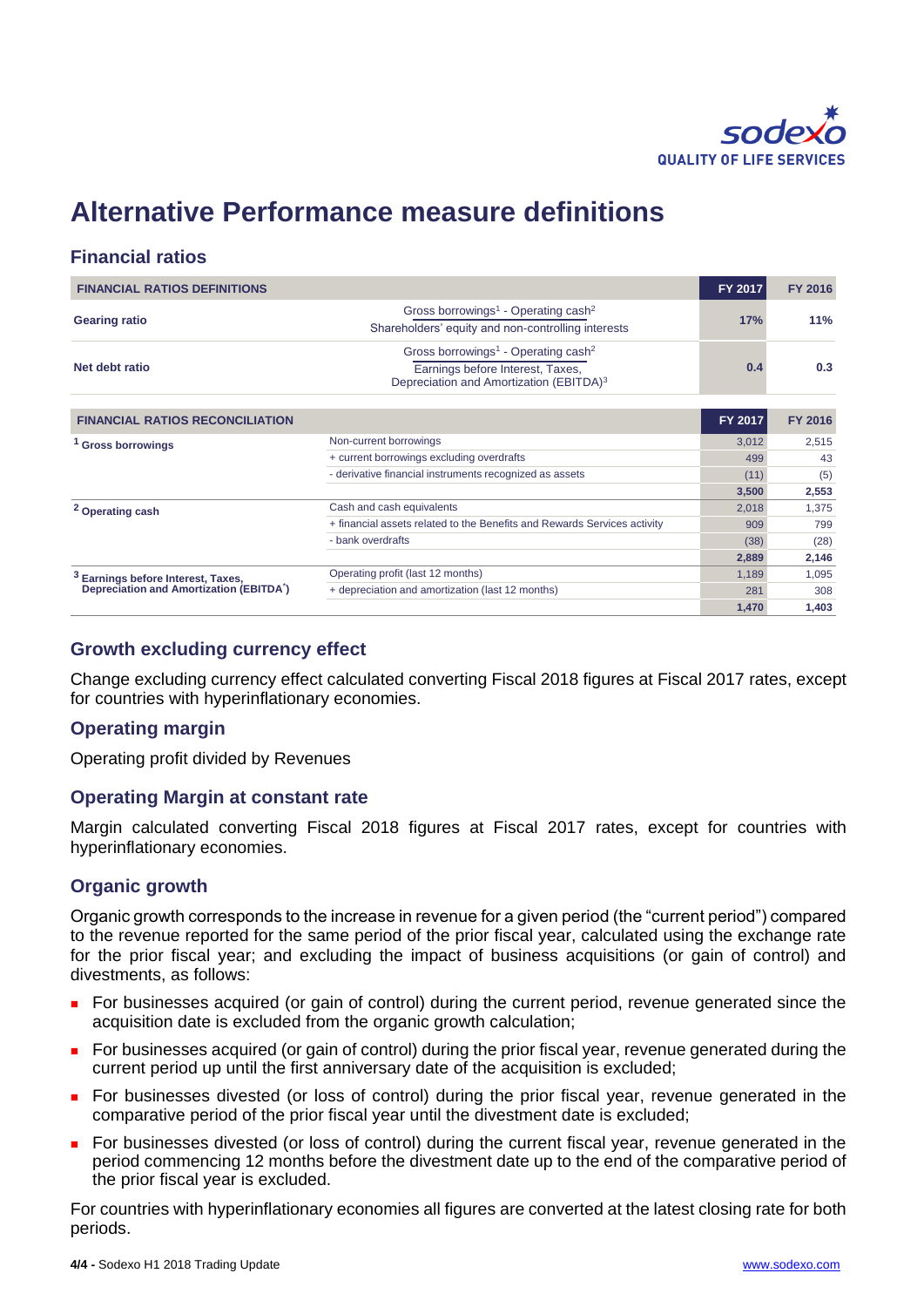# Alternative Performance measure definitions

## Financial ratios

| FINANCIAL RATIOS DEFINITIONS | | FY 2017 | FY 2016 |
|---|---|---|---|
| **Gearing ratio** | Gross borrowings[1] - Operating cash[2] / Shareholders' equity and non-controlling interests | **17%** | **11%** |
| **Net debt ratio** | Gross borrowings[1] - Operating cash[2] / Earnings before Interest, Taxes, Depreciation and Amortization (EBITDA)[3] | **0.4** | **0.3** |

| FINANCIAL RATIOS RECONCILIATION | | FY 2017 | FY 2016 |
|---|---|---|---|
| [1] **Gross borrowings** | Non-current borrowings | 3,012 | 2,515 |
| | + current borrowings excluding overdrafts | 499 | 43 |
| | - derivative financial instruments recognized as assets | (11) | (5) |
| | | **3,500** | **2,553** |
| [2] **Operating cash** | Cash and cash equivalents | 2,018 | 1,375 |
| | + financial assets related to the Benefits and Rewards Services activity | 909 | 799 |
| | - bank overdrafts | (38) | (28) |
| | | **2,889** | **2,146** |
| [3] **Earnings before Interest, Taxes, Depreciation and Amortization (EBITDA*)** | Operating profit (last 12 months) | 1,189 | 1,095 |
| | + depreciation and amortization (last 12 months) | 281 | 308 |
| | | **1,470** | **1,403** |

## Growth excluding currency effect

Change excluding currency effect calculated converting Fiscal 2018 figures at Fiscal 2017 rates, except for countries with hyperinflationary economies.

## Operating margin

Operating profit divided by Revenues

## Operating Margin at constant rate

Margin calculated converting Fiscal 2018 figures at Fiscal 2017 rates, except for countries with hyperinflationary economies.

## Organic growth

Organic growth corresponds to the increase in revenue for a given period (the "current period") compared to the revenue reported for the same period of the prior fiscal year, calculated using the exchange rate for the prior fiscal year; and excluding the impact of business acquisitions (or gain of control) and divestments, as follows:

- For businesses acquired (or gain of control) during the current period, revenue generated since the acquisition date is excluded from the organic growth calculation;
- For businesses acquired (or gain of control) during the prior fiscal year, revenue generated during the current period up until the first anniversary date of the acquisition is excluded;
- For businesses divested (or loss of control) during the prior fiscal year, revenue generated in the comparative period of the prior fiscal year until the divestment date is excluded;
- For businesses divested (or loss of control) during the current fiscal year, revenue generated in the period commencing 12 months before the divestment date up to the end of the comparative period of the prior fiscal year is excluded.

For countries with hyperinflationary economies all figures are converted at the latest closing rate for both periods.